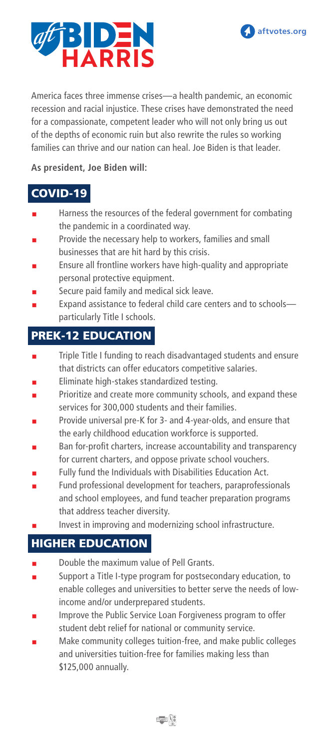# aft BIDEN HARRIS

aftvotes.org

America faces three immense crises—a health pandemic, an economic recession and racial injustice. These crises have demonstrated the need for a compassionate, competent leader who will not only bring us out of the depths of economic ruin but also rewrite the rules so working families can thrive and our nation can heal. Joe Biden is that leader.

**As president, Joe Biden will:**

## COVID-19

- Harness the resources of the federal government for combating the pandemic in a coordinated way.
- Provide the necessary help to workers, families and small businesses that are hit hard by this crisis.
- Ensure all frontline workers have high-quality and appropriate personal protective equipment.
- Secure paid family and medical sick leave.
- Expand assistance to federal child care centers and to schools—particularly Title I schools.

## PREK-12 EDUCATION

- Triple Title I funding to reach disadvantaged students and ensure that districts can offer educators competitive salaries.
- Eliminate high-stakes standardized testing.
- Prioritize and create more community schools, and expand these services for 300,000 students and their families.
- Provide universal pre-K for 3- and 4-year-olds, and ensure that the early childhood education workforce is supported.
- Ban for-profit charters, increase accountability and transparency for current charters, and oppose private school vouchers.
- Fully fund the Individuals with Disabilities Education Act.
- Fund professional development for teachers, paraprofessionals and school employees, and fund teacher preparation programs that address teacher diversity.
- Invest in improving and modernizing school infrastructure.

## HIGHER EDUCATION

- Double the maximum value of Pell Grants.
- Support a Title I-type program for postsecondary education, to enable colleges and universities to better serve the needs of low-income and/or underprepared students.
- Improve the Public Service Loan Forgiveness program to offer student debt relief for national and community service.
- Make community colleges tuition-free, and make public colleges and universities tuition-free for families making less than $125,000 annually.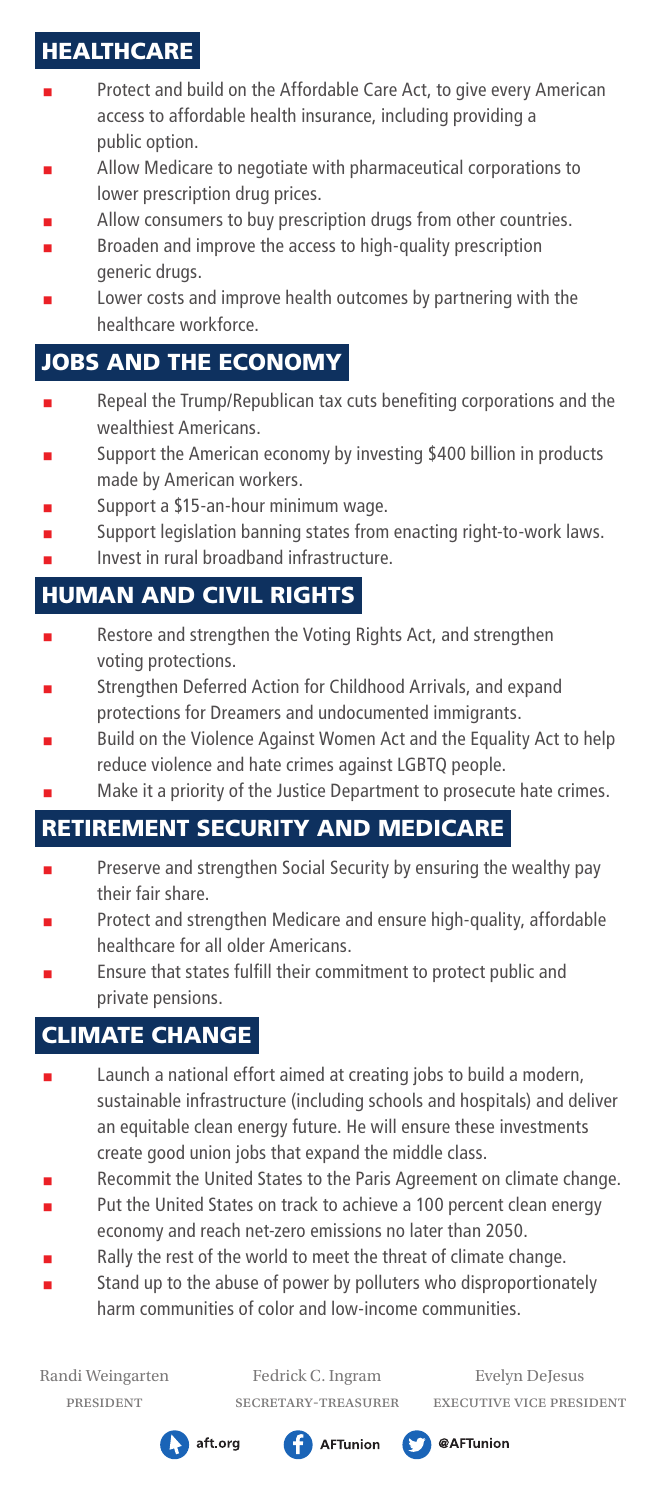## HEALTHCARE

- Protect and build on the Affordable Care Act, to give every American access to affordable health insurance, including providing a public option.
- Allow Medicare to negotiate with pharmaceutical corporations to lower prescription drug prices.
- Allow consumers to buy prescription drugs from other countries.
- Broaden and improve the access to high-quality prescription generic drugs.
- Lower costs and improve health outcomes by partnering with the healthcare workforce.

## JOBS AND THE ECONOMY

- Repeal the Trump/Republican tax cuts benefiting corporations and the wealthiest Americans.
- Support the American economy by investing $400 billion in products made by American workers.
- Support a $15-an-hour minimum wage.
- Support legislation banning states from enacting right-to-work laws.
- Invest in rural broadband infrastructure.

## HUMAN AND CIVIL RIGHTS

- Restore and strengthen the Voting Rights Act, and strengthen voting protections.
- Strengthen Deferred Action for Childhood Arrivals, and expand protections for Dreamers and undocumented immigrants.
- Build on the Violence Against Women Act and the Equality Act to help reduce violence and hate crimes against LGBTQ people.
- Make it a priority of the Justice Department to prosecute hate crimes.

## RETIREMENT SECURITY AND MEDICARE

- Preserve and strengthen Social Security by ensuring the wealthy pay their fair share.
- Protect and strengthen Medicare and ensure high-quality, affordable healthcare for all older Americans.
- Ensure that states fulfill their commitment to protect public and private pensions.

## CLIMATE CHANGE

- Launch a national effort aimed at creating jobs to build a modern, sustainable infrastructure (including schools and hospitals) and deliver an equitable clean energy future. He will ensure these investments create good union jobs that expand the middle class.
- Recommit the United States to the Paris Agreement on climate change.
- Put the United States on track to achieve a 100 percent clean energy economy and reach net-zero emissions no later than 2050.
- Rally the rest of the world to meet the threat of climate change.
- Stand up to the abuse of power by polluters who disproportionately harm communities of color and low-income communities.

Randi Weingarten
PRESIDENT

Fedrick C. Ingram
SECRETARY-TREASURER

Evelyn DeJesus
EXECUTIVE VICE PRESIDENT

aft.org AFTunion @AFTunion